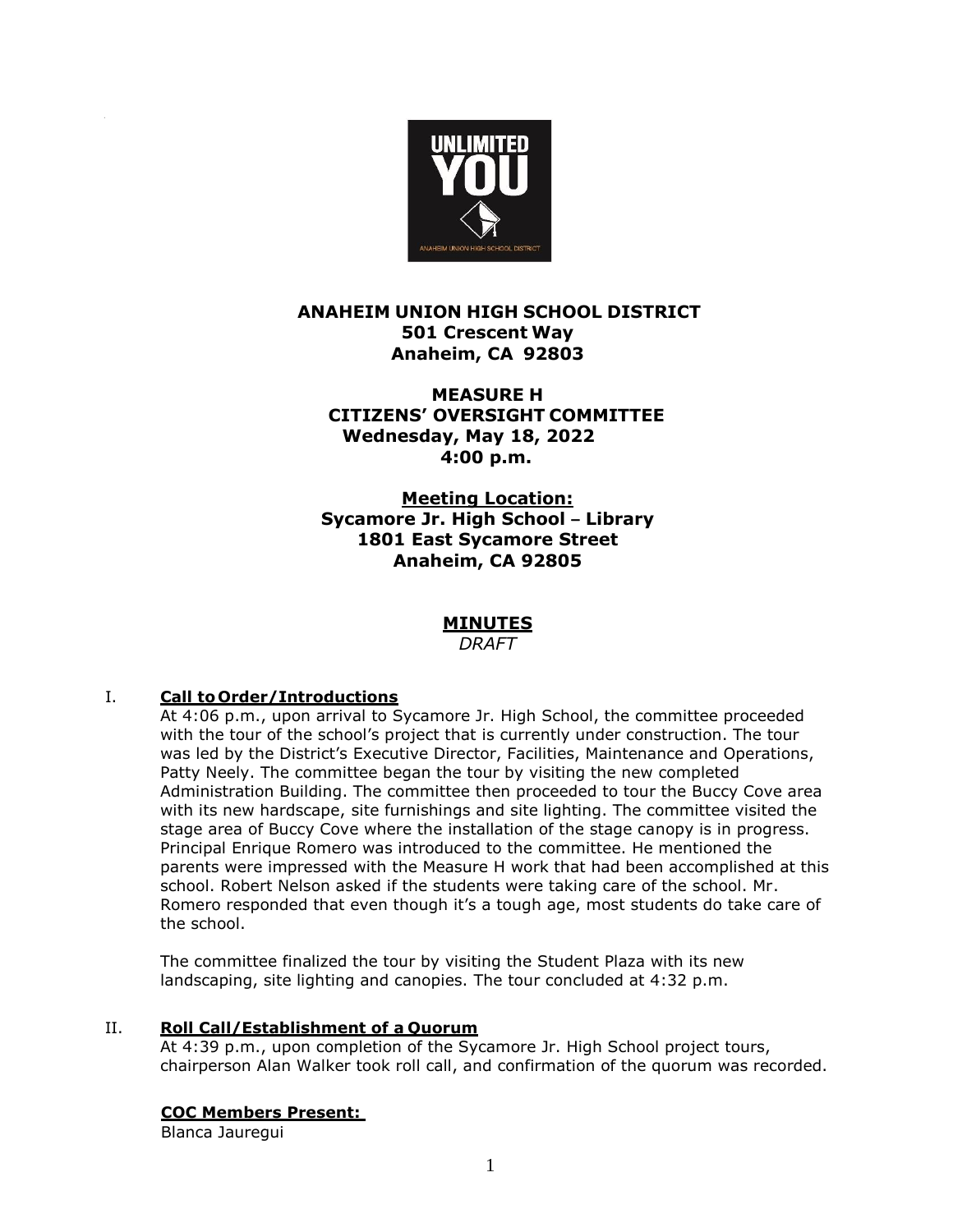# ANAHEIM UNION HIGH SCHOOL DISTRICT

**501 Crescent Way**
**Anaheim, CA 92803**

**MEASURE H**
**CITIZENS' OVERSIGHT COMMITTEE**
**Wednesday, May 18, 2022**
**4:00 p.m.**

**Meeting Location:**
**Sycamore Jr. High School – Library**
**1801 East Sycamore Street**
**Anaheim, CA 92805**

## MINUTES

*DRAFT*

## I. Call to Order/Introductions

At 4:06 p.m., upon arrival to Sycamore Jr. High School, the committee proceeded with the tour of the school's project that is currently under construction. The tour was led by the District's Executive Director, Facilities, Maintenance and Operations, Patty Neely. The committee began the tour by visiting the new completed Administration Building. The committee then proceeded to tour the Buccy Cove area with its new hardscape, site furnishings and site lighting. The committee visited the stage area of Buccy Cove where the installation of the stage canopy is in progress. Principal Enrique Romero was introduced to the committee. He mentioned the parents were impressed with the Measure H work that had been accomplished at this school. Robert Nelson asked if the students were taking care of the school. Mr. Romero responded that even though it's a tough age, most students do take care of the school.

The committee finalized the tour by visiting the Student Plaza with its new landscaping, site lighting and canopies. The tour concluded at 4:32 p.m.

## II. Roll Call/Establishment of a Quorum

At 4:39 p.m., upon completion of the Sycamore Jr. High School project tours, chairperson Alan Walker took roll call, and confirmation of the quorum was recorded.

**COC Members Present:**

Blanca Jauregui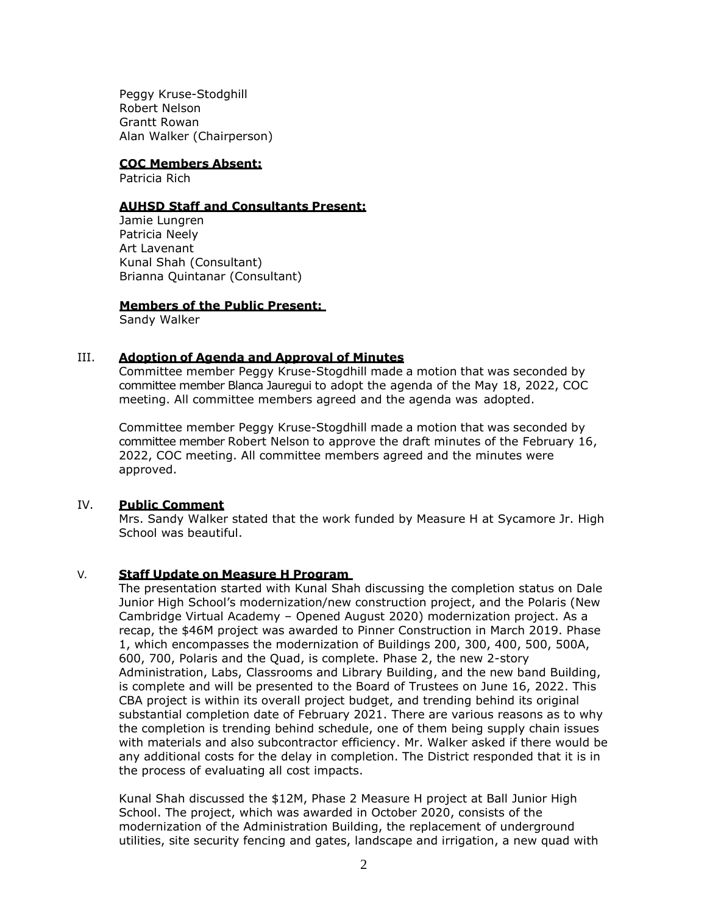Peggy Kruse-Stodghill
Robert Nelson
Grantt Rowan
Alan Walker (Chairperson)

**COC Members Absent:**
Patricia Rich

**AUHSD Staff and Consultants Present:**
Jamie Lungren
Patricia Neely
Art Lavenant
Kunal Shah (Consultant)
Brianna Quintanar (Consultant)

**Members of the Public Present:**
Sandy Walker

## III. Adoption of Agenda and Approval of Minutes

Committee member Peggy Kruse-Stogdhill made a motion that was seconded by committee member Blanca Jauregui to adopt the agenda of the May 18, 2022, COC meeting. All committee members agreed and the agenda was adopted.

Committee member Peggy Kruse-Stogdhill made a motion that was seconded by committee member Robert Nelson to approve the draft minutes of the February 16, 2022, COC meeting. All committee members agreed and the minutes were approved.

## IV. Public Comment

Mrs. Sandy Walker stated that the work funded by Measure H at Sycamore Jr. High School was beautiful.

## V. Staff Update on Measure H Program

The presentation started with Kunal Shah discussing the completion status on Dale Junior High School's modernization/new construction project, and the Polaris (New Cambridge Virtual Academy – Opened August 2020) modernization project. As a recap, the $46M project was awarded to Pinner Construction in March 2019. Phase 1, which encompasses the modernization of Buildings 200, 300, 400, 500, 500A, 600, 700, Polaris and the Quad, is complete. Phase 2, the new 2-story Administration, Labs, Classrooms and Library Building, and the new band Building, is complete and will be presented to the Board of Trustees on June 16, 2022. This CBA project is within its overall project budget, and trending behind its original substantial completion date of February 2021. There are various reasons as to why the completion is trending behind schedule, one of them being supply chain issues with materials and also subcontractor efficiency. Mr. Walker asked if there would be any additional costs for the delay in completion. The District responded that it is in the process of evaluating all cost impacts.

Kunal Shah discussed the $12M, Phase 2 Measure H project at Ball Junior High School. The project, which was awarded in October 2020, consists of the modernization of the Administration Building, the replacement of underground utilities, site security fencing and gates, landscape and irrigation, a new quad with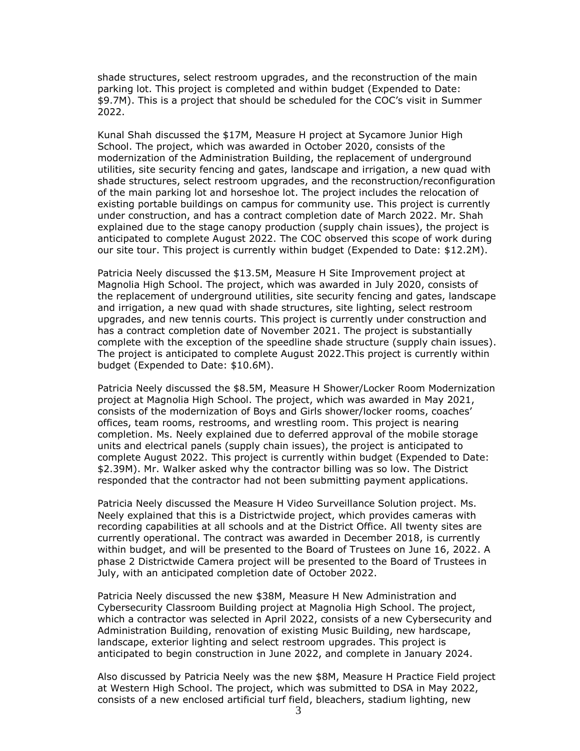shade structures, select restroom upgrades, and the reconstruction of the main parking lot. This project is completed and within budget (Expended to Date: $9.7M). This is a project that should be scheduled for the COC's visit in Summer 2022.

Kunal Shah discussed the $17M, Measure H project at Sycamore Junior High School. The project, which was awarded in October 2020, consists of the modernization of the Administration Building, the replacement of underground utilities, site security fencing and gates, landscape and irrigation, a new quad with shade structures, select restroom upgrades, and the reconstruction/reconfiguration of the main parking lot and horseshoe lot. The project includes the relocation of existing portable buildings on campus for community use. This project is currently under construction, and has a contract completion date of March 2022. Mr. Shah explained due to the stage canopy production (supply chain issues), the project is anticipated to complete August 2022. The COC observed this scope of work during our site tour. This project is currently within budget (Expended to Date: $12.2M).

Patricia Neely discussed the $13.5M, Measure H Site Improvement project at Magnolia High School. The project, which was awarded in July 2020, consists of the replacement of underground utilities, site security fencing and gates, landscape and irrigation, a new quad with shade structures, site lighting, select restroom upgrades, and new tennis courts. This project is currently under construction and has a contract completion date of November 2021. The project is substantially complete with the exception of the speedline shade structure (supply chain issues). The project is anticipated to complete August 2022.This project is currently within budget (Expended to Date: $10.6M).

Patricia Neely discussed the $8.5M, Measure H Shower/Locker Room Modernization project at Magnolia High School. The project, which was awarded in May 2021, consists of the modernization of Boys and Girls shower/locker rooms, coaches' offices, team rooms, restrooms, and wrestling room. This project is nearing completion. Ms. Neely explained due to deferred approval of the mobile storage units and electrical panels (supply chain issues), the project is anticipated to complete August 2022. This project is currently within budget (Expended to Date: $2.39M). Mr. Walker asked why the contractor billing was so low. The District responded that the contractor had not been submitting payment applications.

Patricia Neely discussed the Measure H Video Surveillance Solution project. Ms. Neely explained that this is a Districtwide project, which provides cameras with recording capabilities at all schools and at the District Office. All twenty sites are currently operational. The contract was awarded in December 2018, is currently within budget, and will be presented to the Board of Trustees on June 16, 2022. A phase 2 Districtwide Camera project will be presented to the Board of Trustees in July, with an anticipated completion date of October 2022.

Patricia Neely discussed the new $38M, Measure H New Administration and Cybersecurity Classroom Building project at Magnolia High School. The project, which a contractor was selected in April 2022, consists of a new Cybersecurity and Administration Building, renovation of existing Music Building, new hardscape, landscape, exterior lighting and select restroom upgrades. This project is anticipated to begin construction in June 2022, and complete in January 2024.

Also discussed by Patricia Neely was the new $8M, Measure H Practice Field project at Western High School. The project, which was submitted to DSA in May 2022, consists of a new enclosed artificial turf field, bleachers, stadium lighting, new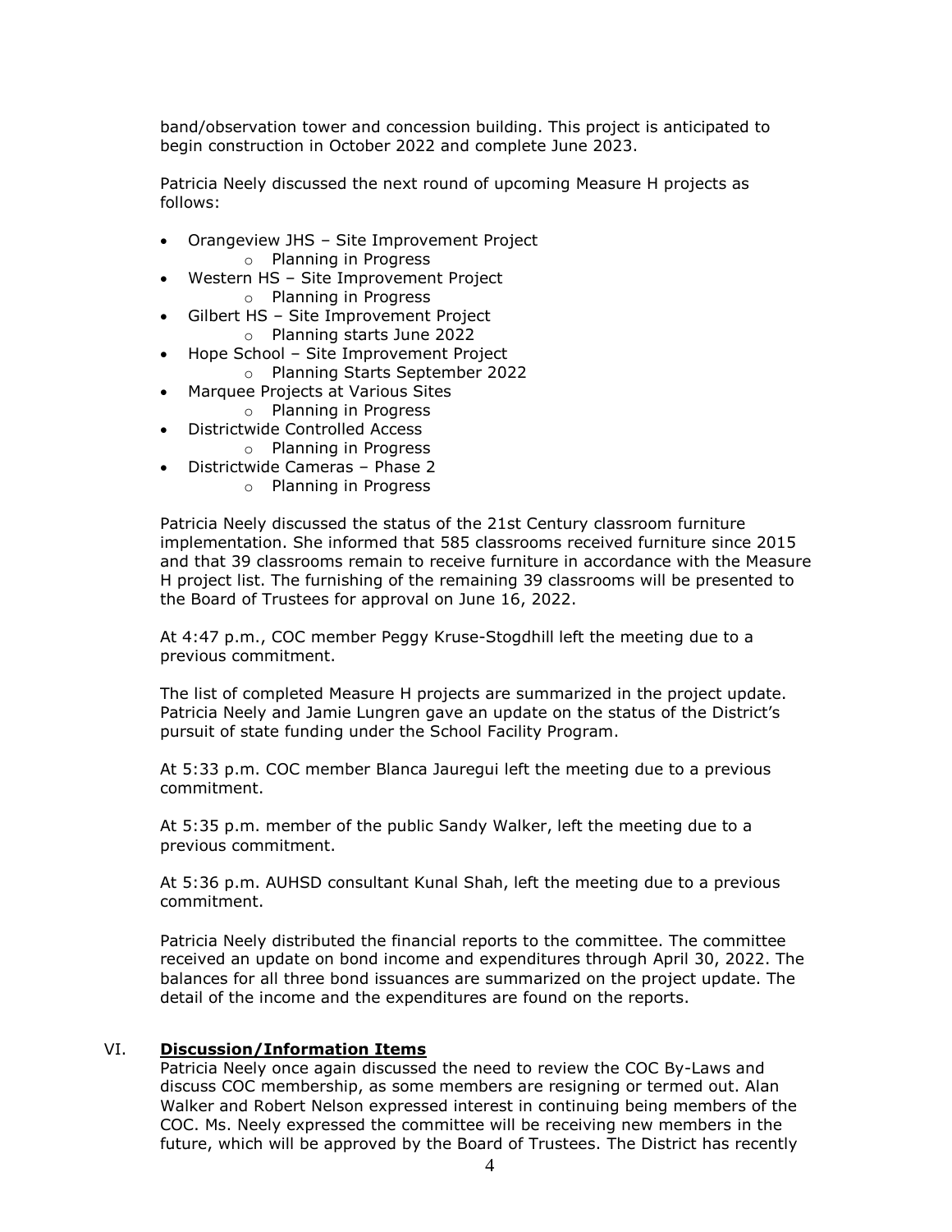band/observation tower and concession building. This project is anticipated to begin construction in October 2022 and complete June 2023.

Patricia Neely discussed the next round of upcoming Measure H projects as follows:

- Orangeview JHS – Site Improvement Project
  - Planning in Progress
- Western HS – Site Improvement Project
  - Planning in Progress
- Gilbert HS – Site Improvement Project
  - Planning starts June 2022
- Hope School – Site Improvement Project
  - Planning Starts September 2022
- Marquee Projects at Various Sites
  - Planning in Progress
- Districtwide Controlled Access
  - Planning in Progress
- Districtwide Cameras – Phase 2
  - Planning in Progress

Patricia Neely discussed the status of the 21st Century classroom furniture implementation. She informed that 585 classrooms received furniture since 2015 and that 39 classrooms remain to receive furniture in accordance with the Measure H project list. The furnishing of the remaining 39 classrooms will be presented to the Board of Trustees for approval on June 16, 2022.

At 4:47 p.m., COC member Peggy Kruse-Stogdhill left the meeting due to a previous commitment.

The list of completed Measure H projects are summarized in the project update. Patricia Neely and Jamie Lungren gave an update on the status of the District's pursuit of state funding under the School Facility Program.

At 5:33 p.m. COC member Blanca Jauregui left the meeting due to a previous commitment.

At 5:35 p.m. member of the public Sandy Walker, left the meeting due to a previous commitment.

At 5:36 p.m. AUHSD consultant Kunal Shah, left the meeting due to a previous commitment.

Patricia Neely distributed the financial reports to the committee. The committee received an update on bond income and expenditures through April 30, 2022. The balances for all three bond issuances are summarized on the project update. The detail of the income and the expenditures are found on the reports.

## VI. **Discussion/Information Items**

Patricia Neely once again discussed the need to review the COC By-Laws and discuss COC membership, as some members are resigning or termed out. Alan Walker and Robert Nelson expressed interest in continuing being members of the COC. Ms. Neely expressed the committee will be receiving new members in the future, which will be approved by the Board of Trustees. The District has recently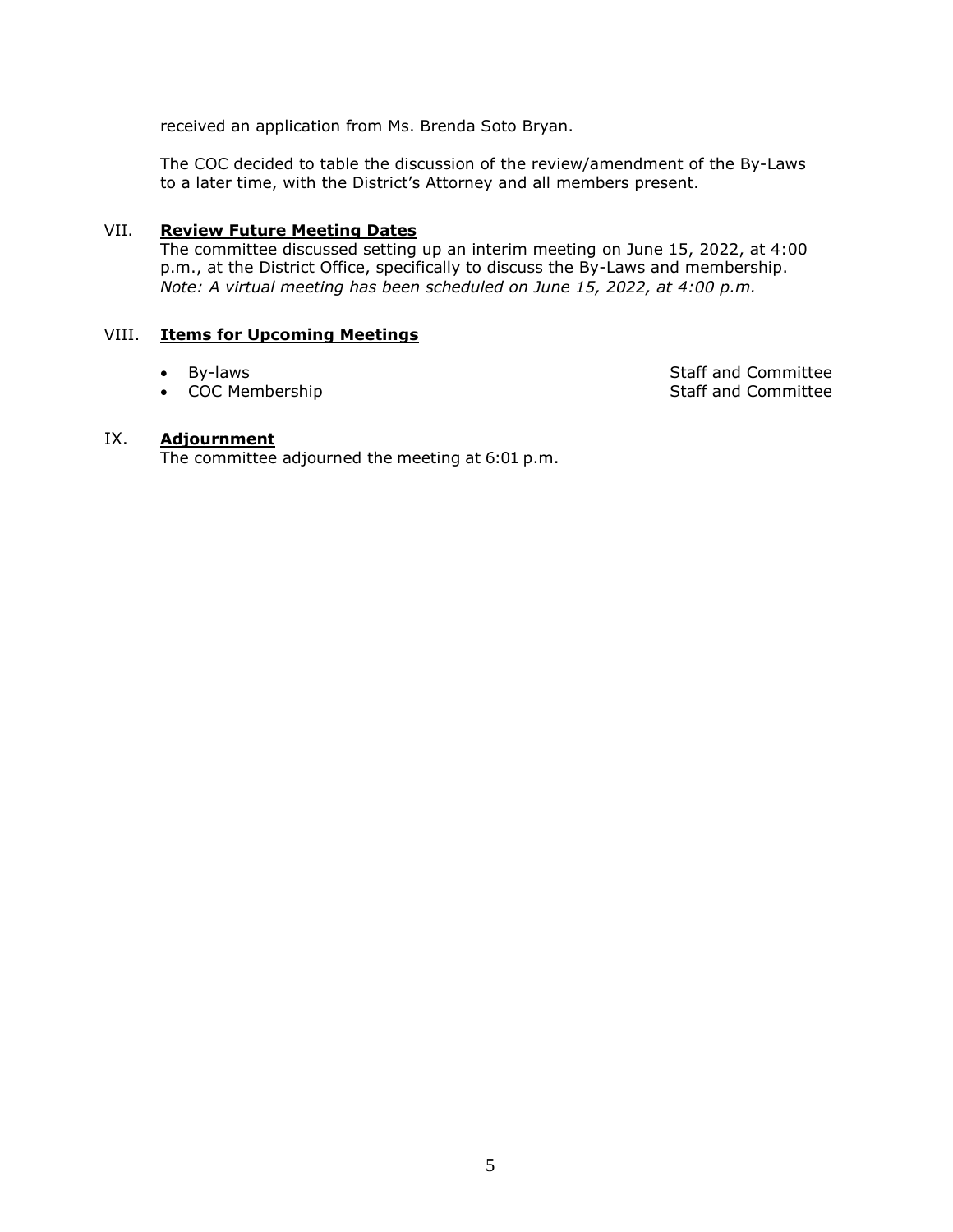received an application from Ms. Brenda Soto Bryan.

The COC decided to table the discussion of the review/amendment of the By-Laws to a later time, with the District's Attorney and all members present.

## VII. **Review Future Meeting Dates**

The committee discussed setting up an interim meeting on June 15, 2022, at 4:00 p.m., at the District Office, specifically to discuss the By-Laws and membership. *Note: A virtual meeting has been scheduled on June 15, 2022, at 4:00 p.m.*

## VIII. **Items for Upcoming Meetings**

- By-laws — Staff and Committee
- COC Membership — Staff and Committee

## IX. **Adjournment**

The committee adjourned the meeting at 6:01 p.m.